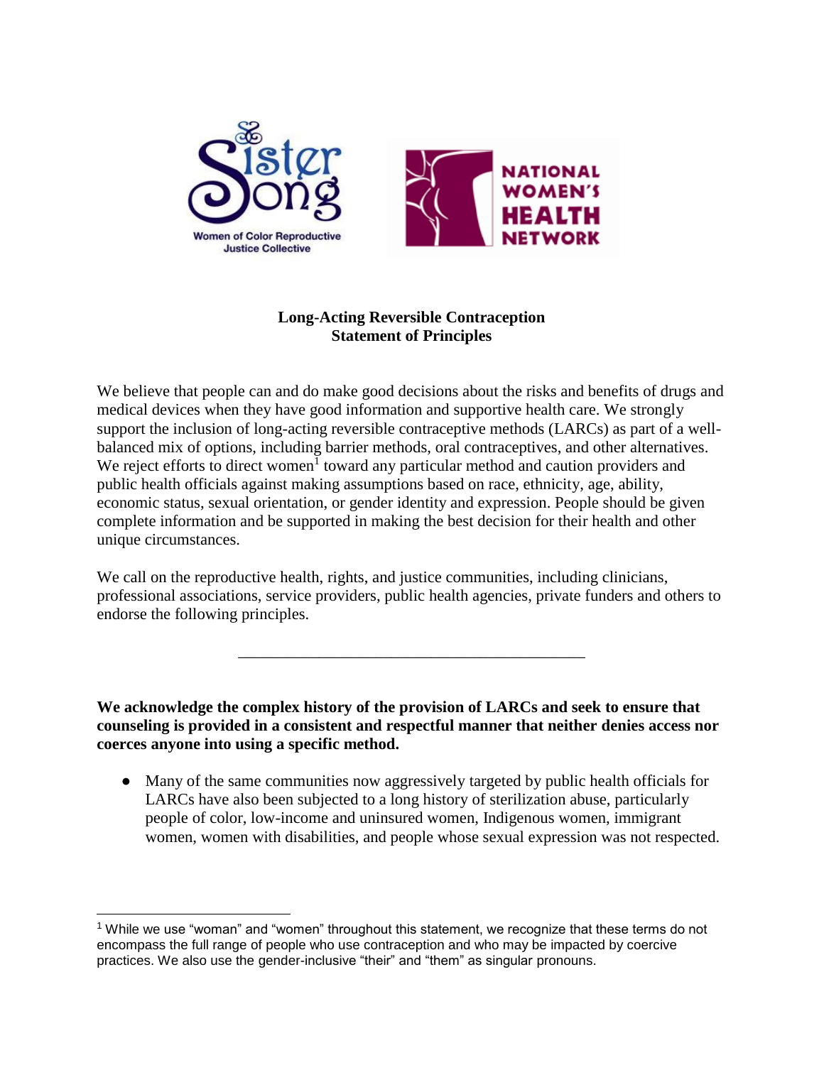SisterSong Women of Color Reproductive Justice Collective

NATIONAL WOMEN'S HEALTH NETWORK

**Long-Acting Reversible Contraception**
**Statement of Principles**

We believe that people can and do make good decisions about the risks and benefits of drugs and medical devices when they have good information and supportive health care. We strongly support the inclusion of long-acting reversible contraceptive methods (LARCs) as part of a well-balanced mix of options, including barrier methods, oral contraceptives, and other alternatives. We reject efforts to direct women[1] toward any particular method and caution providers and public health officials against making assumptions based on race, ethnicity, age, ability, economic status, sexual orientation, or gender identity and expression. People should be given complete information and be supported in making the best decision for their health and other unique circumstances.

We call on the reproductive health, rights, and justice communities, including clinicians, professional associations, service providers, public health agencies, private funders and others to endorse the following principles.

---

**We acknowledge the complex history of the provision of LARCs and seek to ensure that counseling is provided in a consistent and respectful manner that neither denies access nor coerces anyone into using a specific method.**

- Many of the same communities now aggressively targeted by public health officials for LARCs have also been subjected to a long history of sterilization abuse, particularly people of color, low-income and uninsured women, Indigenous women, immigrant women, women with disabilities, and people whose sexual expression was not respected.

---

[1] While we use "woman" and "women" throughout this statement, we recognize that these terms do not encompass the full range of people who use contraception and who may be impacted by coercive practices. We also use the gender-inclusive "their" and "them" as singular pronouns.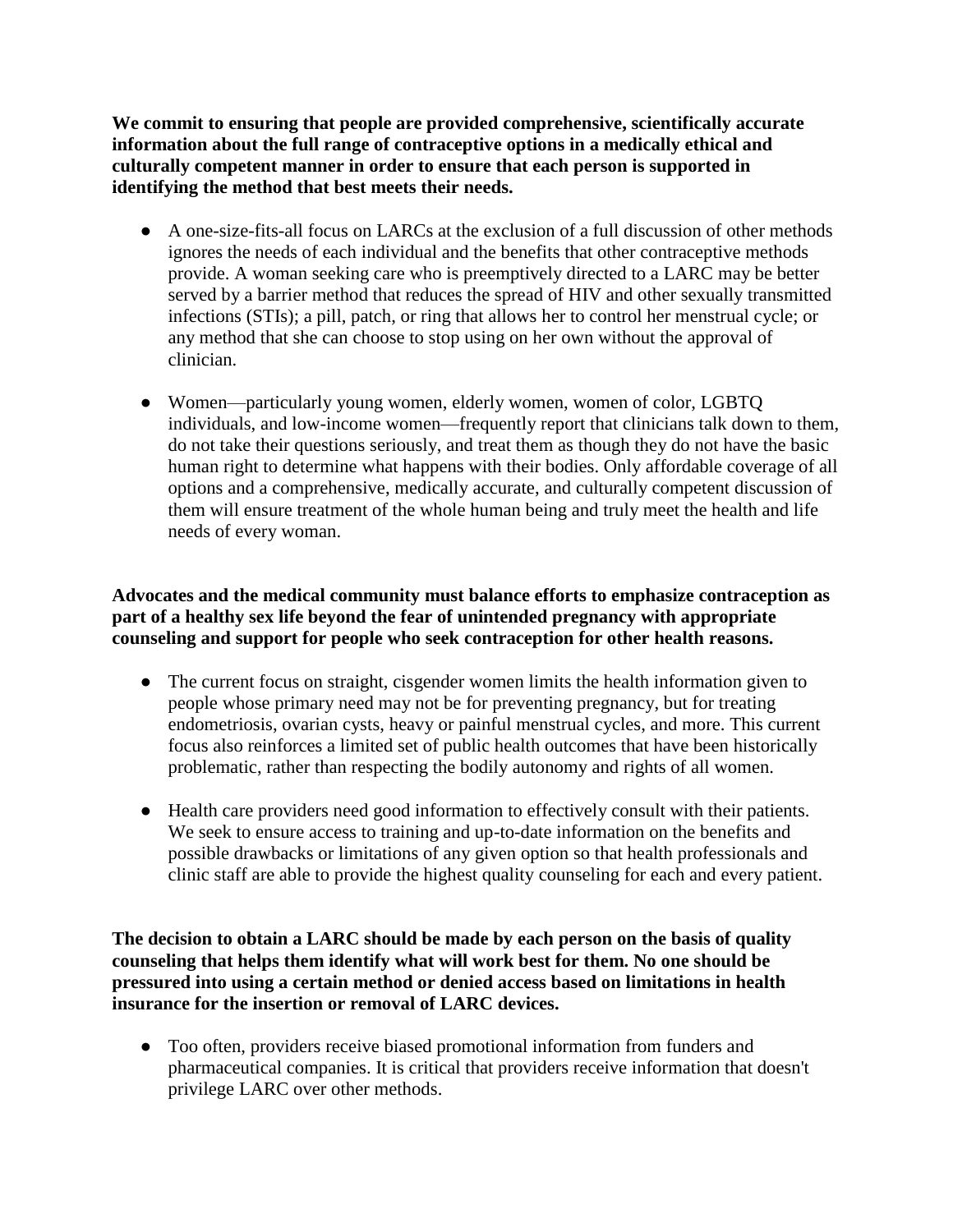**We commit to ensuring that people are provided comprehensive, scientifically accurate information about the full range of contraceptive options in a medically ethical and culturally competent manner in order to ensure that each person is supported in identifying the method that best meets their needs.**

- A one-size-fits-all focus on LARCs at the exclusion of a full discussion of other methods ignores the needs of each individual and the benefits that other contraceptive methods provide. A woman seeking care who is preemptively directed to a LARC may be better served by a barrier method that reduces the spread of HIV and other sexually transmitted infections (STIs); a pill, patch, or ring that allows her to control her menstrual cycle; or any method that she can choose to stop using on her own without the approval of clinician.

- Women—particularly young women, elderly women, women of color, LGBTQ individuals, and low-income women—frequently report that clinicians talk down to them, do not take their questions seriously, and treat them as though they do not have the basic human right to determine what happens with their bodies. Only affordable coverage of all options and a comprehensive, medically accurate, and culturally competent discussion of them will ensure treatment of the whole human being and truly meet the health and life needs of every woman.

**Advocates and the medical community must balance efforts to emphasize contraception as part of a healthy sex life beyond the fear of unintended pregnancy with appropriate counseling and support for people who seek contraception for other health reasons.**

- The current focus on straight, cisgender women limits the health information given to people whose primary need may not be for preventing pregnancy, but for treating endometriosis, ovarian cysts, heavy or painful menstrual cycles, and more. This current focus also reinforces a limited set of public health outcomes that have been historically problematic, rather than respecting the bodily autonomy and rights of all women.

- Health care providers need good information to effectively consult with their patients. We seek to ensure access to training and up-to-date information on the benefits and possible drawbacks or limitations of any given option so that health professionals and clinic staff are able to provide the highest quality counseling for each and every patient.

**The decision to obtain a LARC should be made by each person on the basis of quality counseling that helps them identify what will work best for them. No one should be pressured into using a certain method or denied access based on limitations in health insurance for the insertion or removal of LARC devices.**

- Too often, providers receive biased promotional information from funders and pharmaceutical companies. It is critical that providers receive information that doesn't privilege LARC over other methods.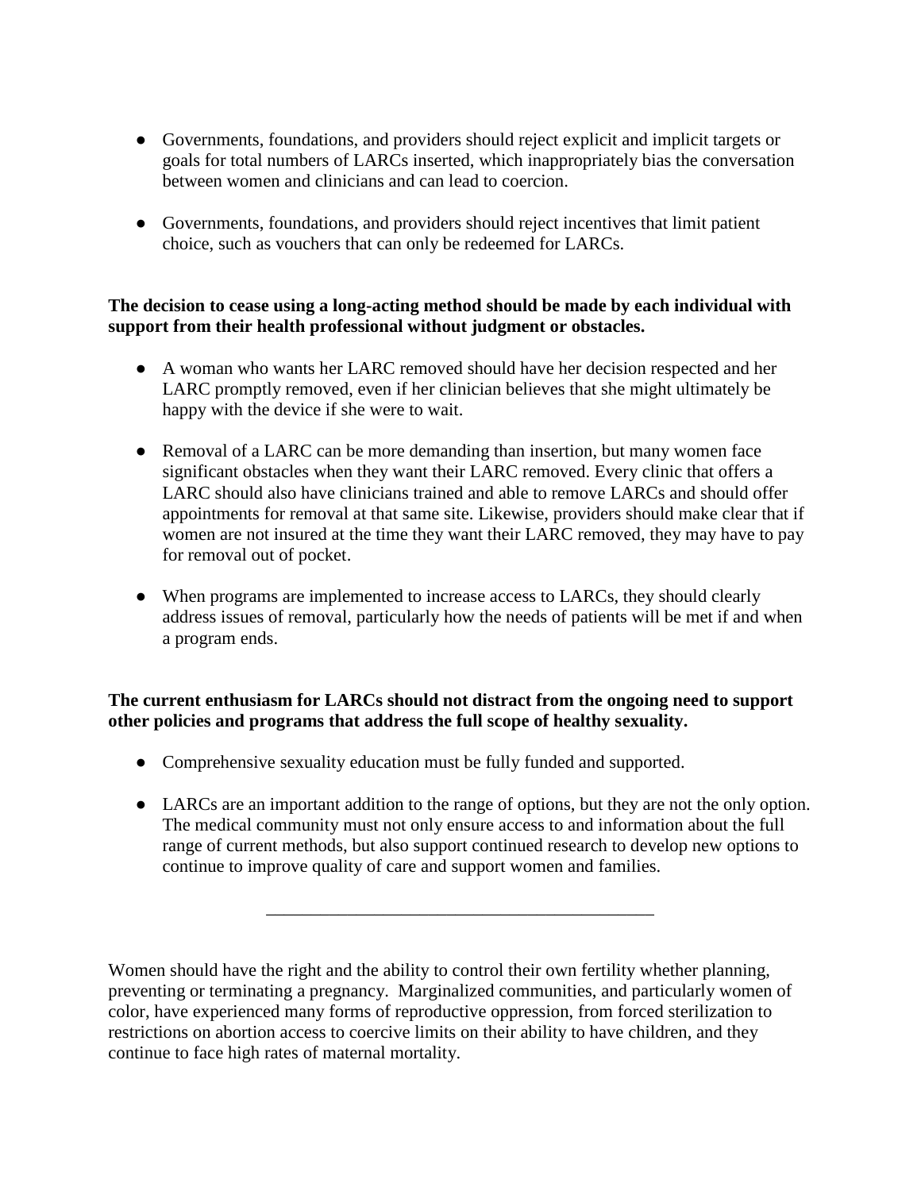- Governments, foundations, and providers should reject explicit and implicit targets or goals for total numbers of LARCs inserted, which inappropriately bias the conversation between women and clinicians and can lead to coercion.

- Governments, foundations, and providers should reject incentives that limit patient choice, such as vouchers that can only be redeemed for LARCs.

**The decision to cease using a long-acting method should be made by each individual with support from their health professional without judgment or obstacles.**

- A woman who wants her LARC removed should have her decision respected and her LARC promptly removed, even if her clinician believes that she might ultimately be happy with the device if she were to wait.

- Removal of a LARC can be more demanding than insertion, but many women face significant obstacles when they want their LARC removed. Every clinic that offers a LARC should also have clinicians trained and able to remove LARCs and should offer appointments for removal at that same site. Likewise, providers should make clear that if women are not insured at the time they want their LARC removed, they may have to pay for removal out of pocket.

- When programs are implemented to increase access to LARCs, they should clearly address issues of removal, particularly how the needs of patients will be met if and when a program ends.

**The current enthusiasm for LARCs should not distract from the ongoing need to support other policies and programs that address the full scope of healthy sexuality.**

- Comprehensive sexuality education must be fully funded and supported.

- LARCs are an important addition to the range of options, but they are not the only option. The medical community must not only ensure access to and information about the full range of current methods, but also support continued research to develop new options to continue to improve quality of care and support women and families.

---

Women should have the right and the ability to control their own fertility whether planning, preventing or terminating a pregnancy. Marginalized communities, and particularly women of color, have experienced many forms of reproductive oppression, from forced sterilization to restrictions on abortion access to coercive limits on their ability to have children, and they continue to face high rates of maternal mortality.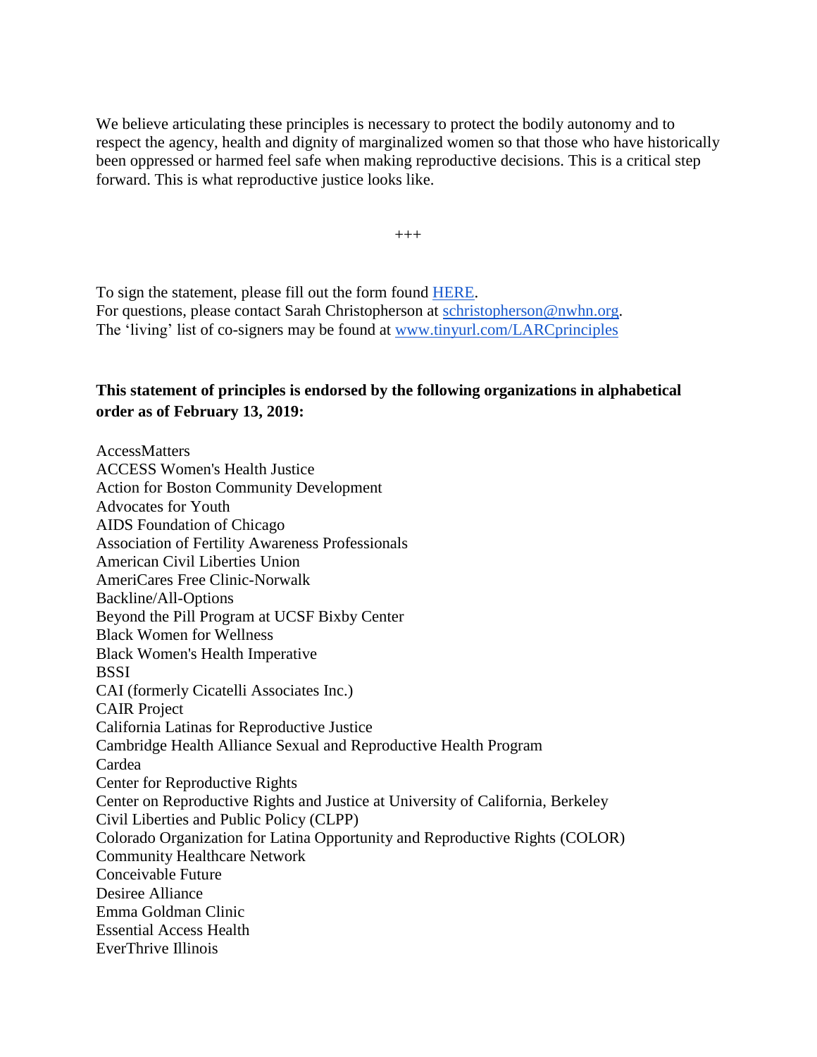We believe articulating these principles is necessary to protect the bodily autonomy and to respect the agency, health and dignity of marginalized women so that those who have historically been oppressed or harmed feel safe when making reproductive decisions. This is a critical step forward. This is what reproductive justice looks like.

+++

To sign the statement, please fill out the form found [HERE](#).
For questions, please contact Sarah Christopherson at [schristopherson@nwhn.org](mailto:schristopherson@nwhn.org).
The 'living' list of co-signers may be found at [www.tinyurl.com/LARCprinciples](http://www.tinyurl.com/LARCprinciples)

**This statement of principles is endorsed by the following organizations in alphabetical order as of February 13, 2019:**

AccessMatters
ACCESS Women's Health Justice
Action for Boston Community Development
Advocates for Youth
AIDS Foundation of Chicago
Association of Fertility Awareness Professionals
American Civil Liberties Union
AmeriCares Free Clinic-Norwalk
Backline/All-Options
Beyond the Pill Program at UCSF Bixby Center
Black Women for Wellness
Black Women's Health Imperative
BSSI
CAI (formerly Cicatelli Associates Inc.)
CAIR Project
California Latinas for Reproductive Justice
Cambridge Health Alliance Sexual and Reproductive Health Program
Cardea
Center for Reproductive Rights
Center on Reproductive Rights and Justice at University of California, Berkeley
Civil Liberties and Public Policy (CLPP)
Colorado Organization for Latina Opportunity and Reproductive Rights (COLOR)
Community Healthcare Network
Conceivable Future
Desiree Alliance
Emma Goldman Clinic
Essential Access Health
EverThrive Illinois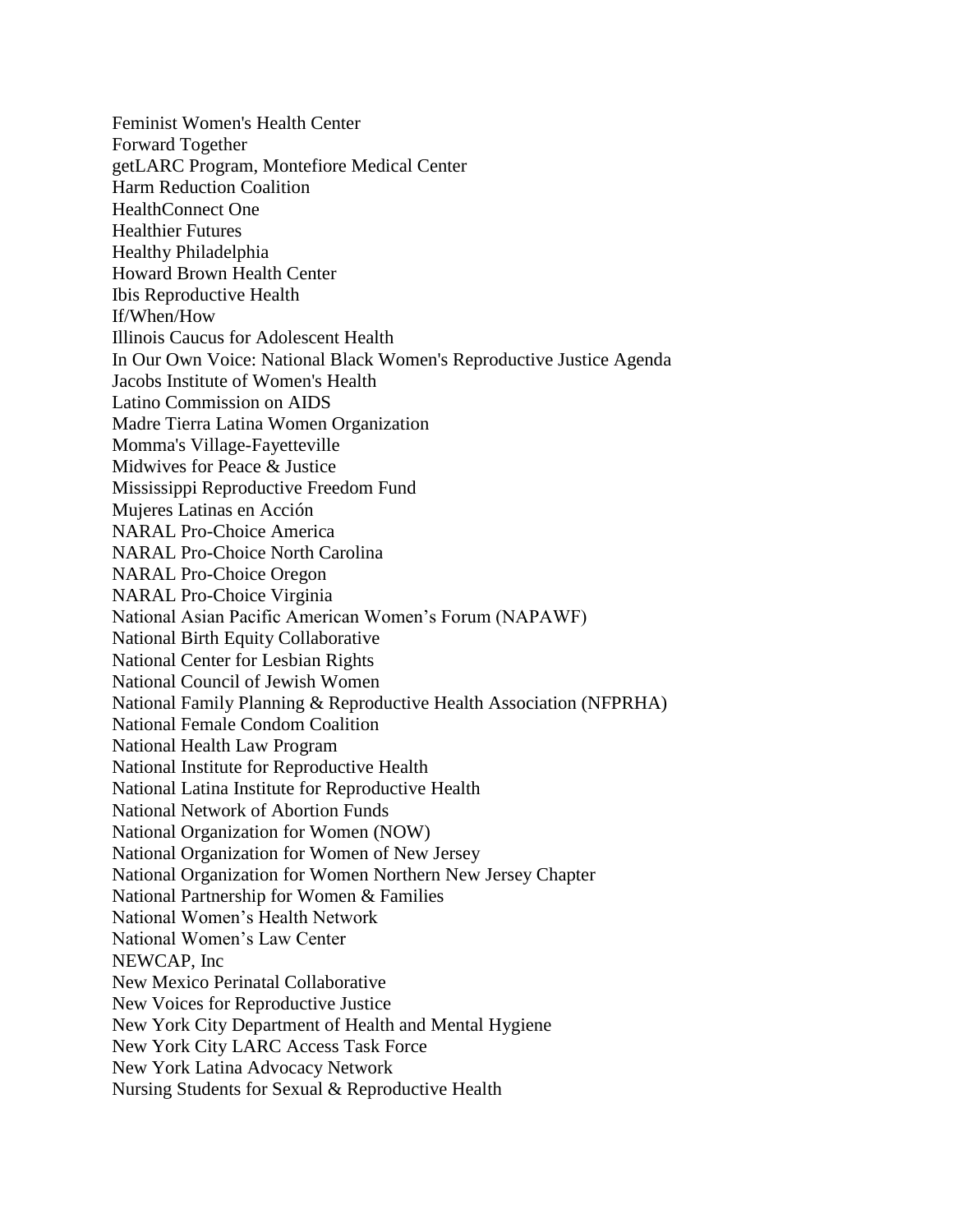Feminist Women's Health Center
Forward Together
getLARC Program, Montefiore Medical Center
Harm Reduction Coalition
HealthConnect One
Healthier Futures
Healthy Philadelphia
Howard Brown Health Center
Ibis Reproductive Health
If/When/How
Illinois Caucus for Adolescent Health
In Our Own Voice: National Black Women's Reproductive Justice Agenda
Jacobs Institute of Women's Health
Latino Commission on AIDS
Madre Tierra Latina Women Organization
Momma's Village-Fayetteville
Midwives for Peace & Justice
Mississippi Reproductive Freedom Fund
Mujeres Latinas en Acción
NARAL Pro-Choice America
NARAL Pro-Choice North Carolina
NARAL Pro-Choice Oregon
NARAL Pro-Choice Virginia
National Asian Pacific American Women's Forum (NAPAWF)
National Birth Equity Collaborative
National Center for Lesbian Rights
National Council of Jewish Women
National Family Planning & Reproductive Health Association (NFPRHA)
National Female Condom Coalition
National Health Law Program
National Institute for Reproductive Health
National Latina Institute for Reproductive Health
National Network of Abortion Funds
National Organization for Women (NOW)
National Organization for Women of New Jersey
National Organization for Women Northern New Jersey Chapter
National Partnership for Women & Families
National Women's Health Network
National Women's Law Center
NEWCAP, Inc
New Mexico Perinatal Collaborative
New Voices for Reproductive Justice
New York City Department of Health and Mental Hygiene
New York City LARC Access Task Force
New York Latina Advocacy Network
Nursing Students for Sexual & Reproductive Health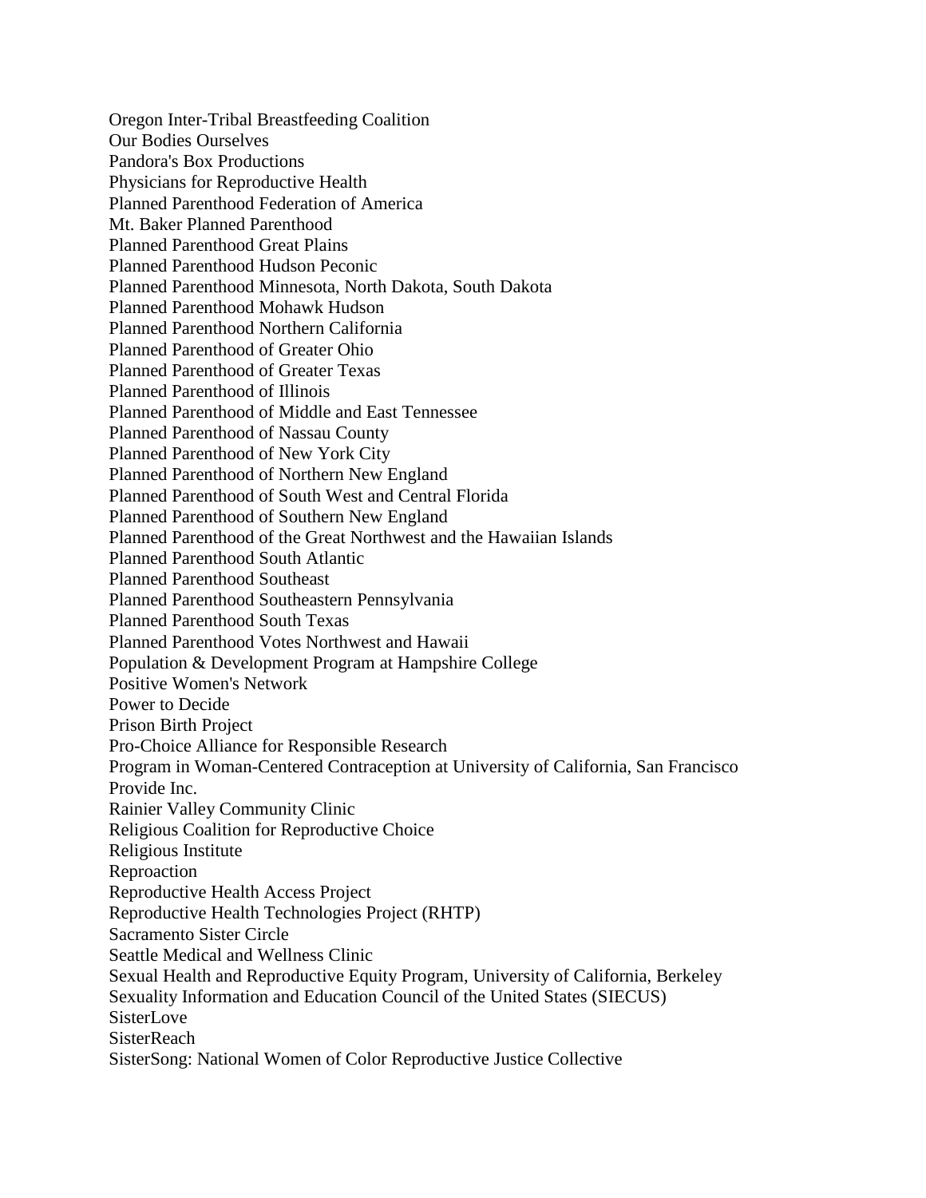Oregon Inter-Tribal Breastfeeding Coalition
Our Bodies Ourselves
Pandora's Box Productions
Physicians for Reproductive Health
Planned Parenthood Federation of America
Mt. Baker Planned Parenthood
Planned Parenthood Great Plains
Planned Parenthood Hudson Peconic
Planned Parenthood Minnesota, North Dakota, South Dakota
Planned Parenthood Mohawk Hudson
Planned Parenthood Northern California
Planned Parenthood of Greater Ohio
Planned Parenthood of Greater Texas
Planned Parenthood of Illinois
Planned Parenthood of Middle and East Tennessee
Planned Parenthood of Nassau County
Planned Parenthood of New York City
Planned Parenthood of Northern New England
Planned Parenthood of South West and Central Florida
Planned Parenthood of Southern New England
Planned Parenthood of the Great Northwest and the Hawaiian Islands
Planned Parenthood South Atlantic
Planned Parenthood Southeast
Planned Parenthood Southeastern Pennsylvania
Planned Parenthood South Texas
Planned Parenthood Votes Northwest and Hawaii
Population & Development Program at Hampshire College
Positive Women's Network
Power to Decide
Prison Birth Project
Pro-Choice Alliance for Responsible Research
Program in Woman-Centered Contraception at University of California, San Francisco
Provide Inc.
Rainier Valley Community Clinic
Religious Coalition for Reproductive Choice
Religious Institute
Reproaction
Reproductive Health Access Project
Reproductive Health Technologies Project (RHTP)
Sacramento Sister Circle
Seattle Medical and Wellness Clinic
Sexual Health and Reproductive Equity Program, University of California, Berkeley
Sexuality Information and Education Council of the United States (SIECUS)
SisterLove
SisterReach
SisterSong: National Women of Color Reproductive Justice Collective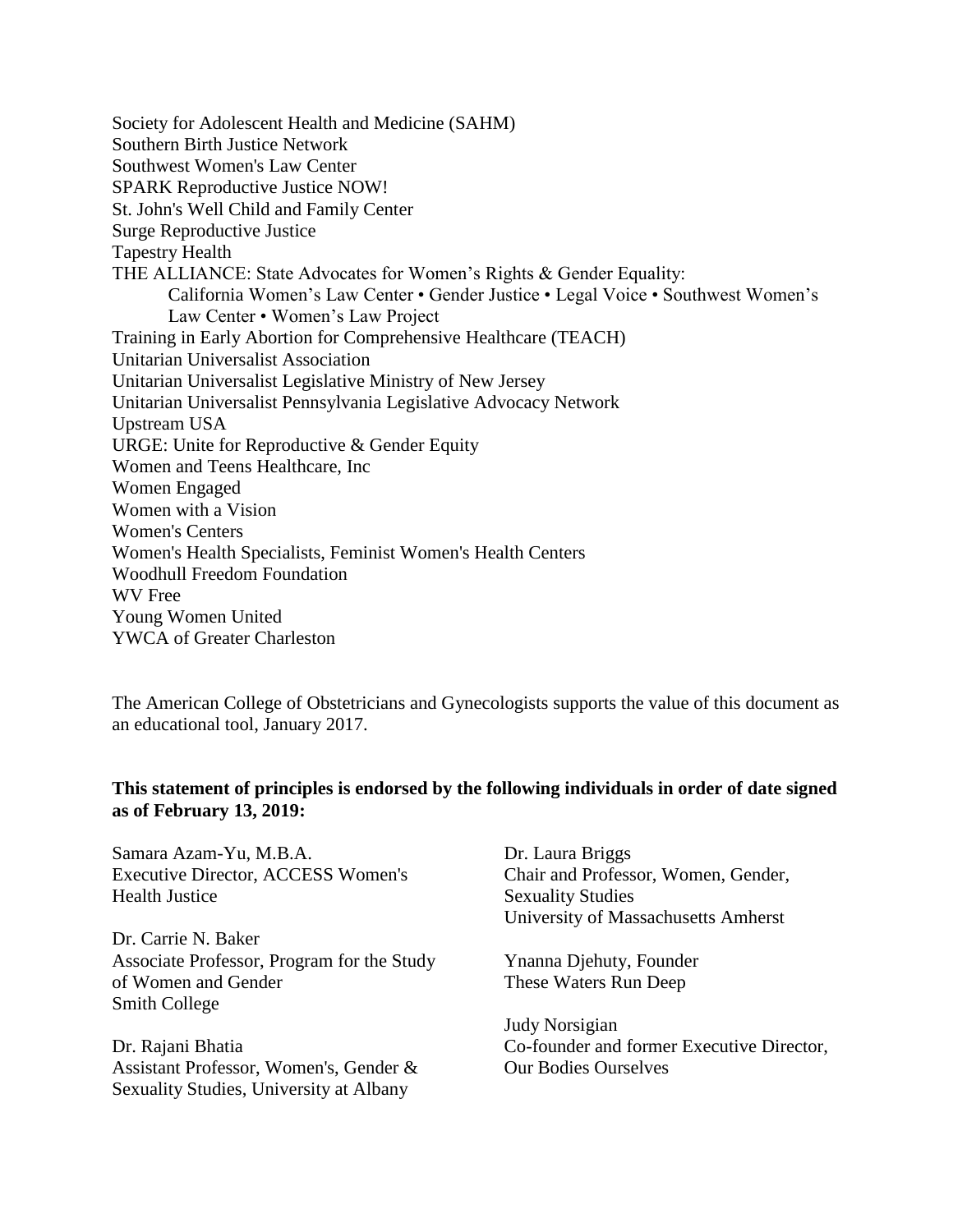Society for Adolescent Health and Medicine (SAHM)
Southern Birth Justice Network
Southwest Women's Law Center
SPARK Reproductive Justice NOW!
St. John's Well Child and Family Center
Surge Reproductive Justice
Tapestry Health
THE ALLIANCE: State Advocates for Women's Rights & Gender Equality:
 California Women's Law Center • Gender Justice • Legal Voice • Southwest Women's Law Center • Women's Law Project
Training in Early Abortion for Comprehensive Healthcare (TEACH)
Unitarian Universalist Association
Unitarian Universalist Legislative Ministry of New Jersey
Unitarian Universalist Pennsylvania Legislative Advocacy Network
Upstream USA
URGE: Unite for Reproductive & Gender Equity
Women and Teens Healthcare, Inc
Women Engaged
Women with a Vision
Women's Centers
Women's Health Specialists, Feminist Women's Health Centers
Woodhull Freedom Foundation
WV Free
Young Women United
YWCA of Greater Charleston

The American College of Obstetricians and Gynecologists supports the value of this document as an educational tool, January 2017.

**This statement of principles is endorsed by the following individuals in order of date signed as of February 13, 2019:**

Samara Azam-Yu, M.B.A.
Executive Director, ACCESS Women's Health Justice

Dr. Carrie N. Baker
Associate Professor, Program for the Study of Women and Gender
Smith College

Dr. Rajani Bhatia
Assistant Professor, Women's, Gender & Sexuality Studies, University at Albany

Dr. Laura Briggs
Chair and Professor, Women, Gender, Sexuality Studies
University of Massachusetts Amherst

Ynanna Djehuty, Founder
These Waters Run Deep

Judy Norsigian
Co-founder and former Executive Director, Our Bodies Ourselves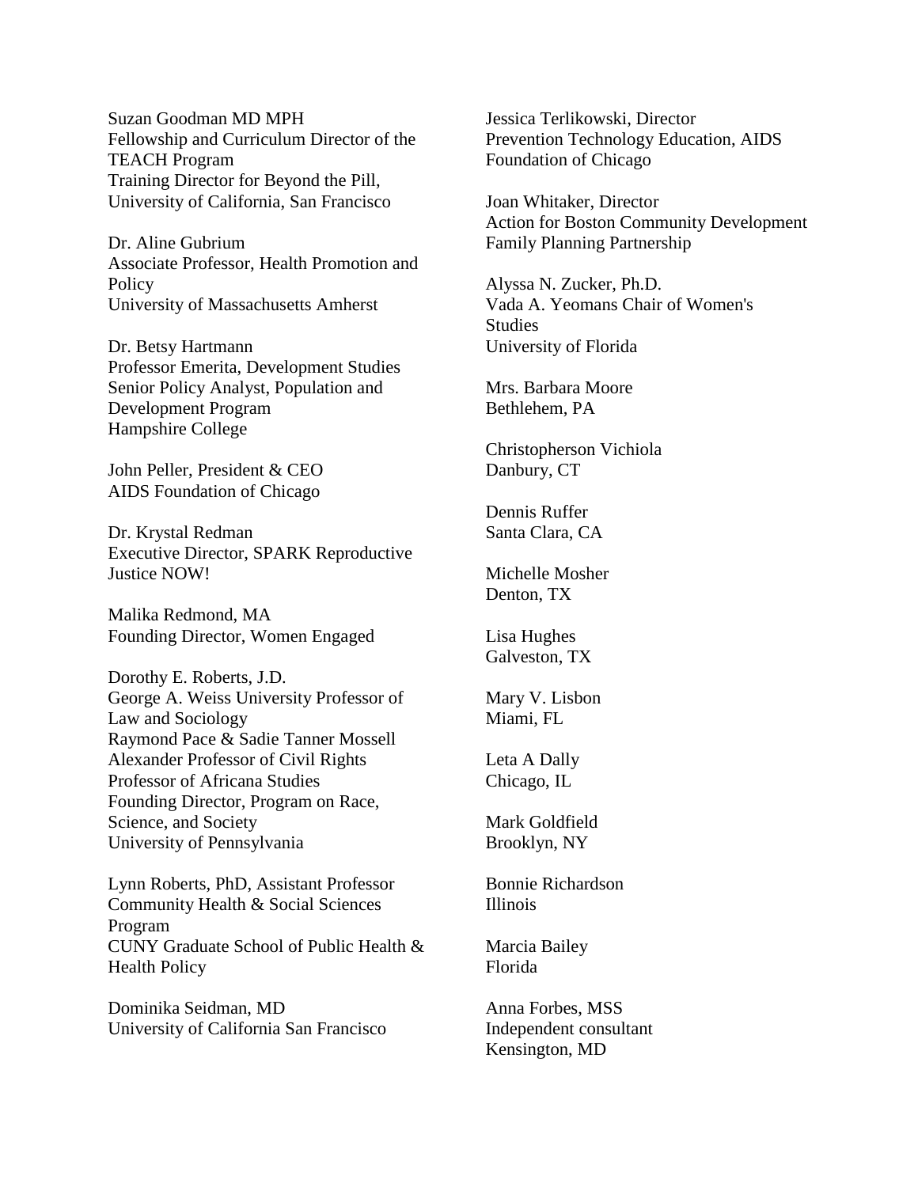Suzan Goodman MD MPH
Fellowship and Curriculum Director of the TEACH Program
Training Director for Beyond the Pill, University of California, San Francisco

Dr. Aline Gubrium
Associate Professor, Health Promotion and Policy
University of Massachusetts Amherst

Dr. Betsy Hartmann
Professor Emerita, Development Studies
Senior Policy Analyst, Population and Development Program
Hampshire College

John Peller, President & CEO
AIDS Foundation of Chicago

Dr. Krystal Redman
Executive Director, SPARK Reproductive Justice NOW!

Malika Redmond, MA
Founding Director, Women Engaged

Dorothy E. Roberts, J.D.
George A. Weiss University Professor of Law and Sociology
Raymond Pace & Sadie Tanner Mossell Alexander Professor of Civil Rights
Professor of Africana Studies
Founding Director, Program on Race, Science, and Society
University of Pennsylvania

Lynn Roberts, PhD, Assistant Professor
Community Health & Social Sciences Program
CUNY Graduate School of Public Health & Health Policy

Dominika Seidman, MD
University of California San Francisco

Jessica Terlikowski, Director
Prevention Technology Education, AIDS Foundation of Chicago

Joan Whitaker, Director
Action for Boston Community Development Family Planning Partnership

Alyssa N. Zucker, Ph.D.
Vada A. Yeomans Chair of Women's Studies
University of Florida

Mrs. Barbara Moore
Bethlehem, PA

Christopherson Vichiola
Danbury, CT

Dennis Ruffer
Santa Clara, CA

Michelle Mosher
Denton, TX

Lisa Hughes
Galveston, TX

Mary V. Lisbon
Miami, FL

Leta A Dally
Chicago, IL

Mark Goldfield
Brooklyn, NY

Bonnie Richardson
Illinois

Marcia Bailey
Florida

Anna Forbes, MSS
Independent consultant
Kensington, MD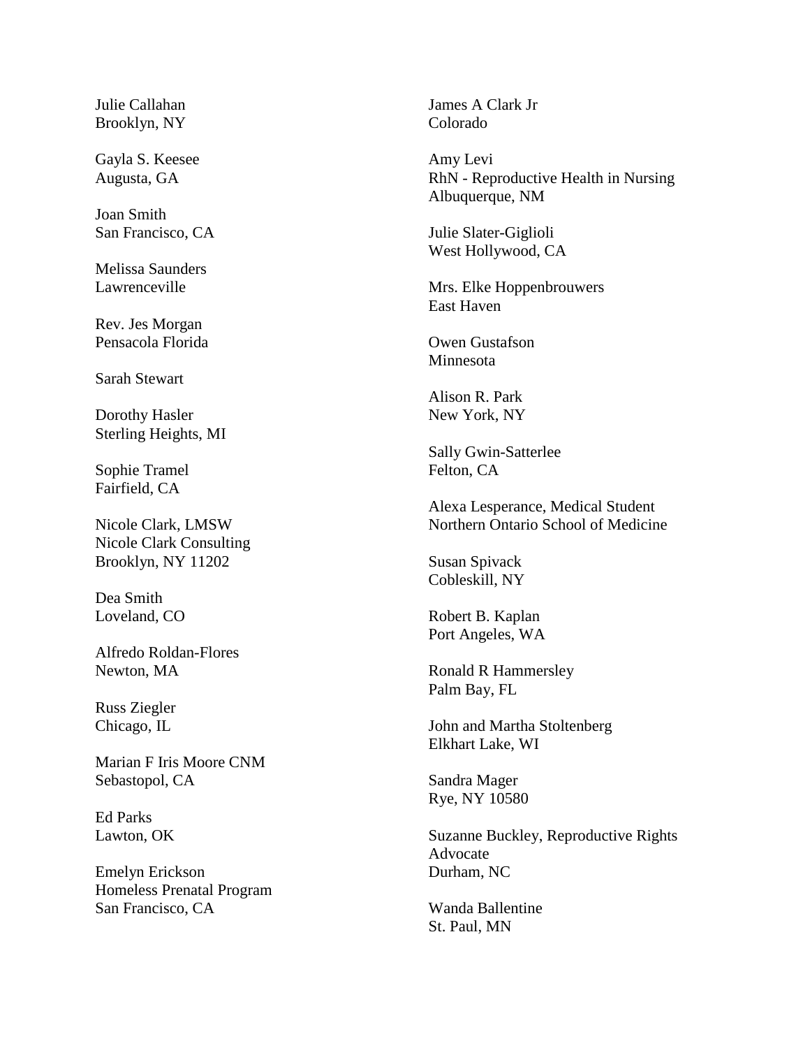Julie Callahan
Brooklyn, NY

Gayla S. Keesee
Augusta, GA

Joan Smith
San Francisco, CA

Melissa Saunders
Lawrenceville

Rev. Jes Morgan
Pensacola Florida

Sarah Stewart

Dorothy Hasler
Sterling Heights, MI

Sophie Tramel
Fairfield, CA

Nicole Clark, LMSW
Nicole Clark Consulting
Brooklyn, NY 11202

Dea Smith
Loveland, CO

Alfredo Roldan-Flores
Newton, MA

Russ Ziegler
Chicago, IL

Marian F Iris Moore CNM
Sebastopol, CA

Ed Parks
Lawton, OK

Emelyn Erickson
Homeless Prenatal Program
San Francisco, CA

James A Clark Jr
Colorado

Amy Levi
RhN - Reproductive Health in Nursing
Albuquerque, NM

Julie Slater-Giglioli
West Hollywood, CA

Mrs. Elke Hoppenbrouwers
East Haven

Owen Gustafson
Minnesota

Alison R. Park
New York, NY

Sally Gwin-Satterlee
Felton, CA

Alexa Lesperance, Medical Student
Northern Ontario School of Medicine

Susan Spivack
Cobleskill, NY

Robert B. Kaplan
Port Angeles, WA

Ronald R Hammersley
Palm Bay, FL

John and Martha Stoltenberg
Elkhart Lake, WI

Sandra Mager
Rye, NY 10580

Suzanne Buckley, Reproductive Rights Advocate
Durham, NC

Wanda Ballentine
St. Paul, MN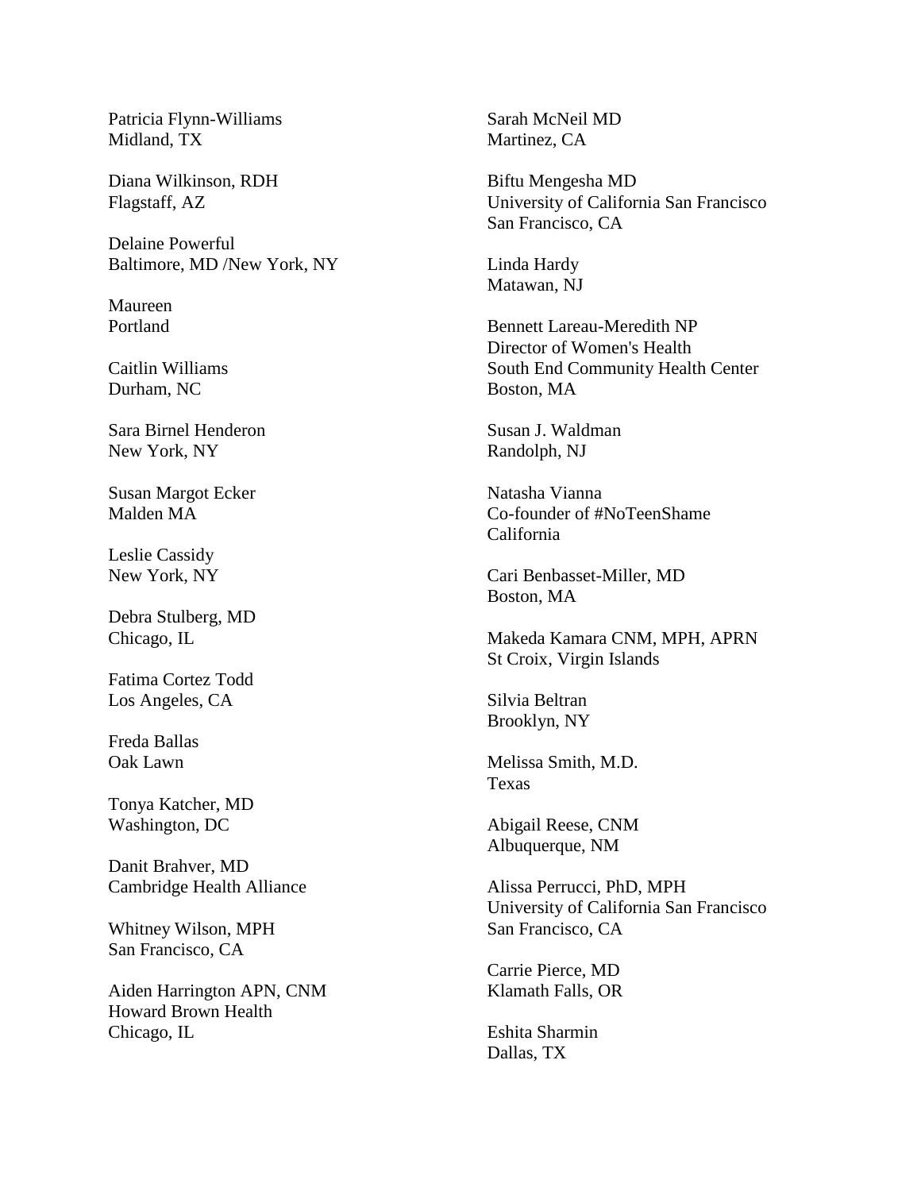Patricia Flynn-Williams
Midland, TX

Diana Wilkinson, RDH
Flagstaff, AZ

Delaine Powerful
Baltimore, MD /New York, NY

Maureen
Portland

Caitlin Williams
Durham, NC

Sara Birnel Henderon
New York, NY

Susan Margot Ecker
Malden MA

Leslie Cassidy
New York, NY

Debra Stulberg, MD
Chicago, IL

Fatima Cortez Todd
Los Angeles, CA

Freda Ballas
Oak Lawn

Tonya Katcher, MD
Washington, DC

Danit Brahver, MD
Cambridge Health Alliance

Whitney Wilson, MPH
San Francisco, CA

Aiden Harrington APN, CNM
Howard Brown Health
Chicago, IL

Sarah McNeil MD
Martinez, CA

Biftu Mengesha MD
University of California San Francisco
San Francisco, CA

Linda Hardy
Matawan, NJ

Bennett Lareau-Meredith NP
Director of Women's Health
South End Community Health Center
Boston, MA

Susan J. Waldman
Randolph, NJ

Natasha Vianna
Co-founder of #NoTeenShame
California

Cari Benbasset-Miller, MD
Boston, MA

Makeda Kamara CNM, MPH, APRN
St Croix, Virgin Islands

Silvia Beltran
Brooklyn, NY

Melissa Smith, M.D.
Texas

Abigail Reese, CNM
Albuquerque, NM

Alissa Perrucci, PhD, MPH
University of California San Francisco
San Francisco, CA

Carrie Pierce, MD
Klamath Falls, OR

Eshita Sharmin
Dallas, TX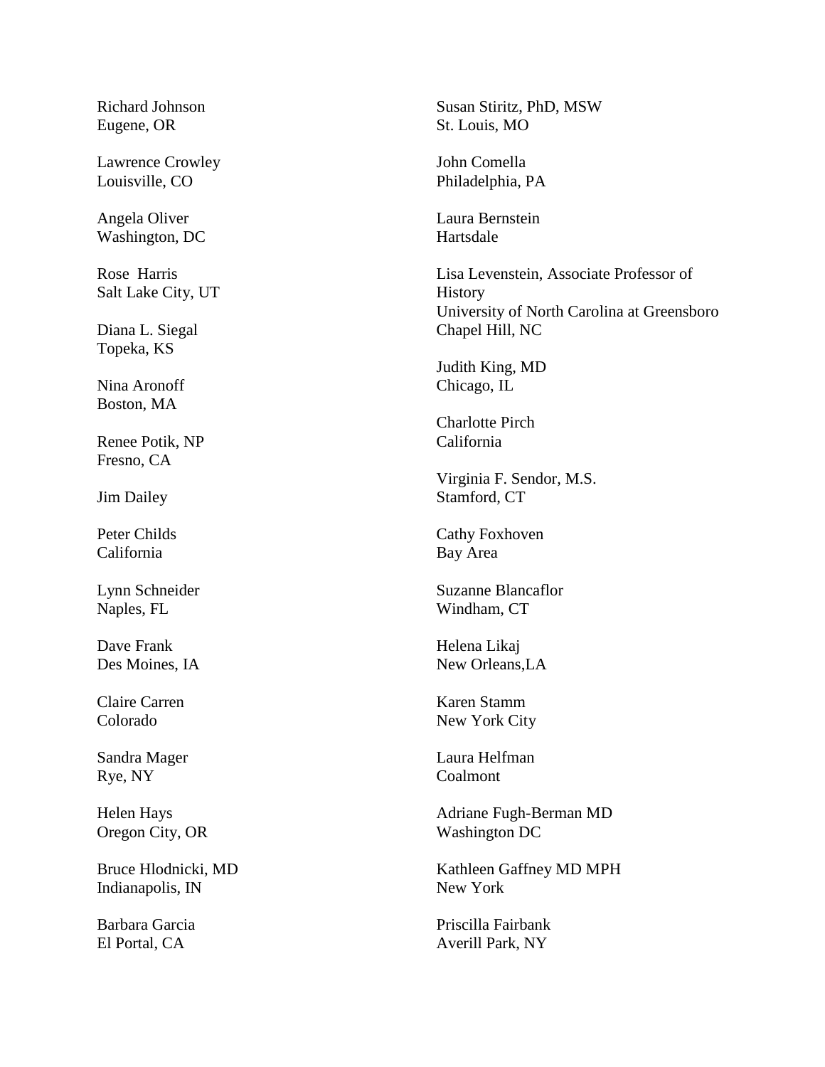Richard Johnson
Eugene, OR

Lawrence Crowley
Louisville, CO

Angela Oliver
Washington, DC

Rose Harris
Salt Lake City, UT

Diana L. Siegal
Topeka, KS

Nina Aronoff
Boston, MA

Renee Potik, NP
Fresno, CA

Jim Dailey

Peter Childs
California

Lynn Schneider
Naples, FL

Dave Frank
Des Moines, IA

Claire Carren
Colorado

Sandra Mager
Rye, NY

Helen Hays
Oregon City, OR

Bruce Hlodnicki, MD
Indianapolis, IN

Barbara Garcia
El Portal, CA

Susan Stiritz, PhD, MSW
St. Louis, MO

John Comella
Philadelphia, PA

Laura Bernstein
Hartsdale

Lisa Levenstein, Associate Professor of History
University of North Carolina at Greensboro
Chapel Hill, NC

Judith King, MD
Chicago, IL

Charlotte Pirch
California

Virginia F. Sendor, M.S.
Stamford, CT

Cathy Foxhoven
Bay Area

Suzanne Blancaflor
Windham, CT

Helena Likaj
New Orleans,LA

Karen Stamm
New York City

Laura Helfman
Coalmont

Adriane Fugh-Berman MD
Washington DC

Kathleen Gaffney MD MPH
New York

Priscilla Fairbank
Averill Park, NY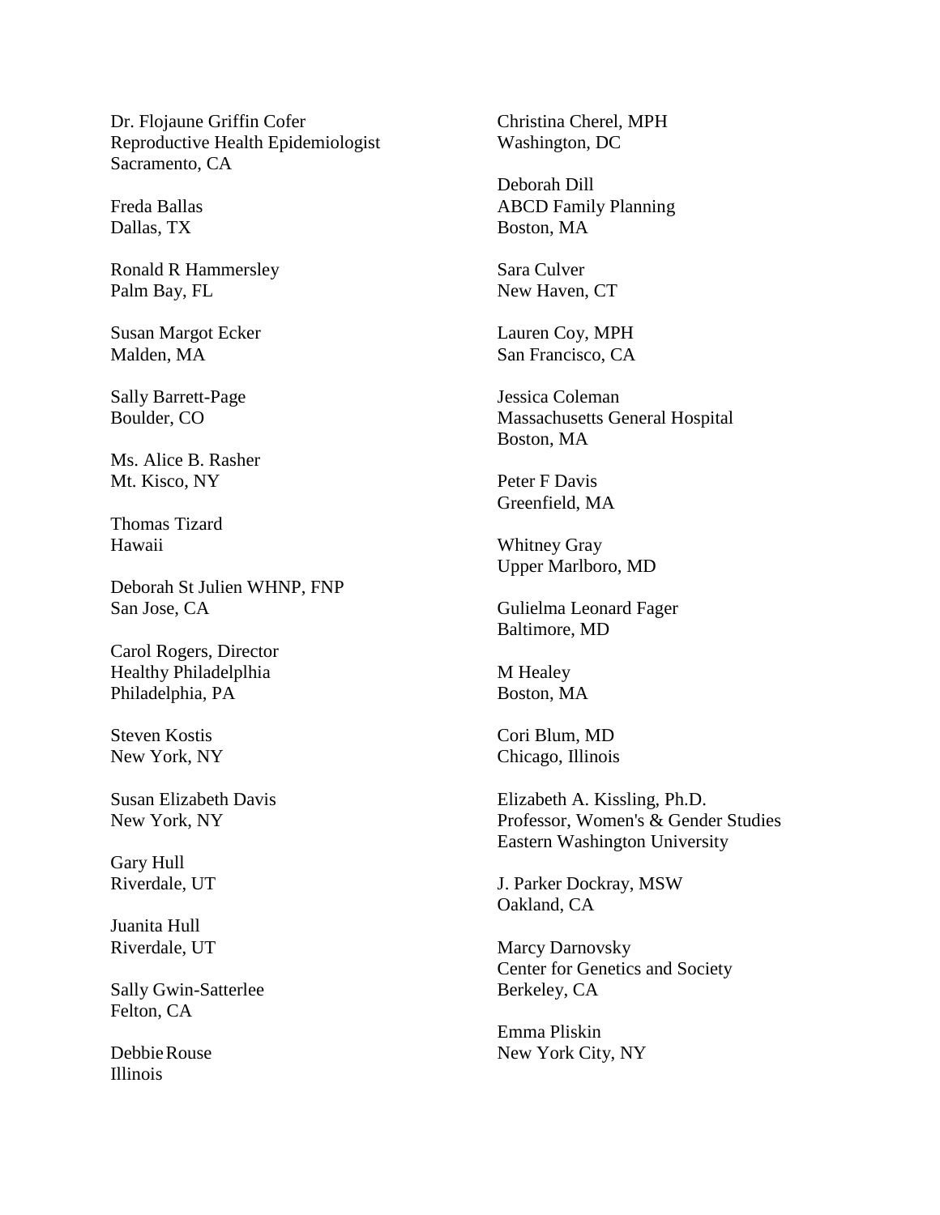Dr. Flojaune Griffin Cofer
Reproductive Health Epidemiologist
Sacramento, CA

Freda Ballas
Dallas, TX

Ronald R Hammersley
Palm Bay, FL

Susan Margot Ecker
Malden, MA

Sally Barrett-Page
Boulder, CO

Ms. Alice B. Rasher
Mt. Kisco, NY

Thomas Tizard
Hawaii

Deborah St Julien WHNP, FNP
San Jose, CA

Carol Rogers, Director
Healthy Philadelplhia
Philadelphia, PA

Steven Kostis
New York, NY

Susan Elizabeth Davis
New York, NY

Gary Hull
Riverdale, UT

Juanita Hull
Riverdale, UT

Sally Gwin-Satterlee
Felton, CA

Debbie Rouse
Illinois

Christina Cherel, MPH
Washington, DC

Deborah Dill
ABCD Family Planning
Boston, MA

Sara Culver
New Haven, CT

Lauren Coy, MPH
San Francisco, CA

Jessica Coleman
Massachusetts General Hospital
Boston, MA

Peter F Davis
Greenfield, MA

Whitney Gray
Upper Marlboro, MD

Gulielma Leonard Fager
Baltimore, MD

M Healey
Boston, MA

Cori Blum, MD
Chicago, Illinois

Elizabeth A. Kissling, Ph.D.
Professor, Women's & Gender Studies
Eastern Washington University

J. Parker Dockray, MSW
Oakland, CA

Marcy Darnovsky
Center for Genetics and Society
Berkeley, CA

Emma Pliskin
New York City, NY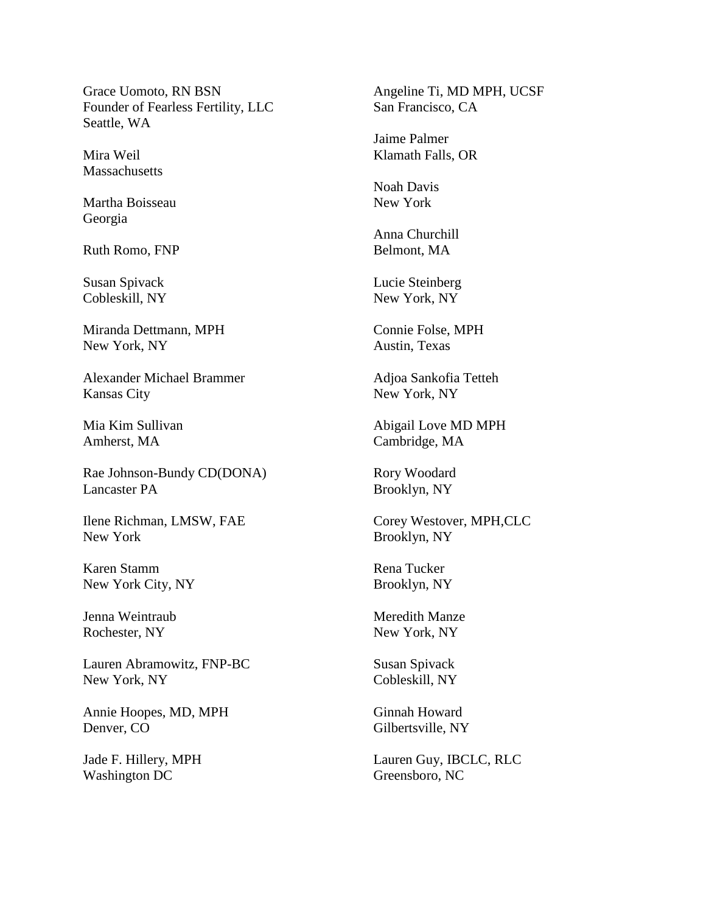Grace Uomoto, RN BSN
Founder of Fearless Fertility, LLC
Seattle, WA

Mira Weil
Massachusetts

Martha Boisseau
Georgia

Ruth Romo, FNP

Susan Spivack
Cobleskill, NY

Miranda Dettmann, MPH
New York, NY

Alexander Michael Brammer
Kansas City

Mia Kim Sullivan
Amherst, MA

Rae Johnson-Bundy CD(DONA)
Lancaster PA

Ilene Richman, LMSW, FAE
New York

Karen Stamm
New York City, NY

Jenna Weintraub
Rochester, NY

Lauren Abramowitz, FNP-BC
New York, NY

Annie Hoopes, MD, MPH
Denver, CO

Jade F. Hillery, MPH
Washington DC

Angeline Ti, MD MPH, UCSF
San Francisco, CA

Jaime Palmer
Klamath Falls, OR

Noah Davis
New York

Anna Churchill
Belmont, MA

Lucie Steinberg
New York, NY

Connie Folse, MPH
Austin, Texas

Adjoa Sankofia Tetteh
New York, NY

Abigail Love MD MPH
Cambridge, MA

Rory Woodard
Brooklyn, NY

Corey Westover, MPH,CLC
Brooklyn, NY

Rena Tucker
Brooklyn, NY

Meredith Manze
New York, NY

Susan Spivack
Cobleskill, NY

Ginnah Howard
Gilbertsville, NY

Lauren Guy, IBCLC, RLC
Greensboro, NC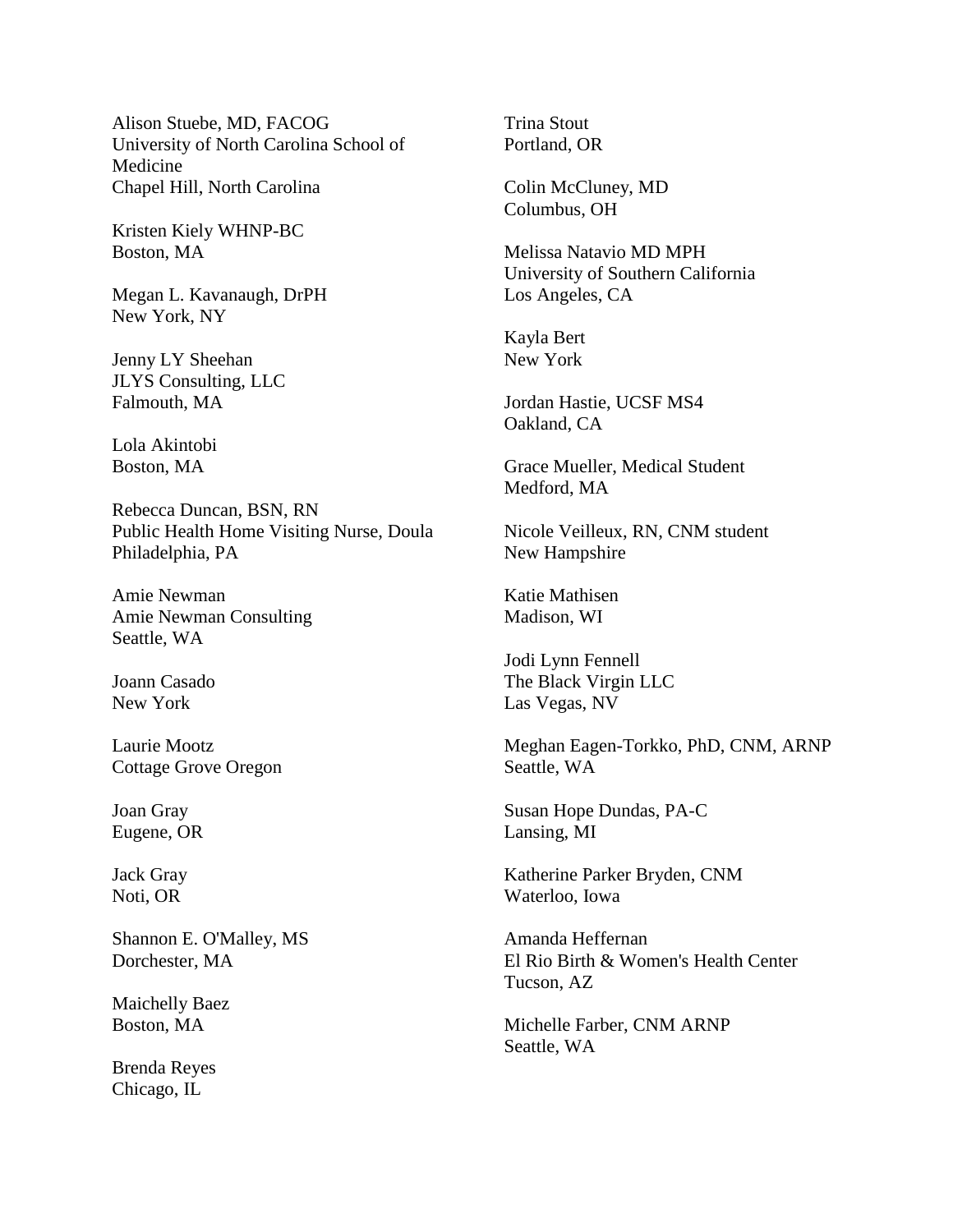Alison Stuebe, MD, FACOG
University of North Carolina School of Medicine
Chapel Hill, North Carolina

Kristen Kiely WHNP-BC
Boston, MA

Megan L. Kavanaugh, DrPH
New York, NY

Jenny LY Sheehan
JLYS Consulting, LLC
Falmouth, MA

Lola Akintobi
Boston, MA

Rebecca Duncan, BSN, RN
Public Health Home Visiting Nurse, Doula
Philadelphia, PA

Amie Newman
Amie Newman Consulting
Seattle, WA

Joann Casado
New York

Laurie Mootz
Cottage Grove Oregon

Joan Gray
Eugene, OR

Jack Gray
Noti, OR

Shannon E. O'Malley, MS
Dorchester, MA

Maichelly Baez
Boston, MA

Brenda Reyes
Chicago, IL

Trina Stout
Portland, OR

Colin McCluney, MD
Columbus, OH

Melissa Natavio MD MPH
University of Southern California
Los Angeles, CA

Kayla Bert
New York

Jordan Hastie, UCSF MS4
Oakland, CA

Grace Mueller, Medical Student
Medford, MA

Nicole Veilleux, RN, CNM student
New Hampshire

Katie Mathisen
Madison, WI

Jodi Lynn Fennell
The Black Virgin LLC
Las Vegas, NV

Meghan Eagen-Torkko, PhD, CNM, ARNP
Seattle, WA

Susan Hope Dundas, PA-C
Lansing, MI

Katherine Parker Bryden, CNM
Waterloo, Iowa

Amanda Heffernan
El Rio Birth & Women's Health Center
Tucson, AZ

Michelle Farber, CNM ARNP
Seattle, WA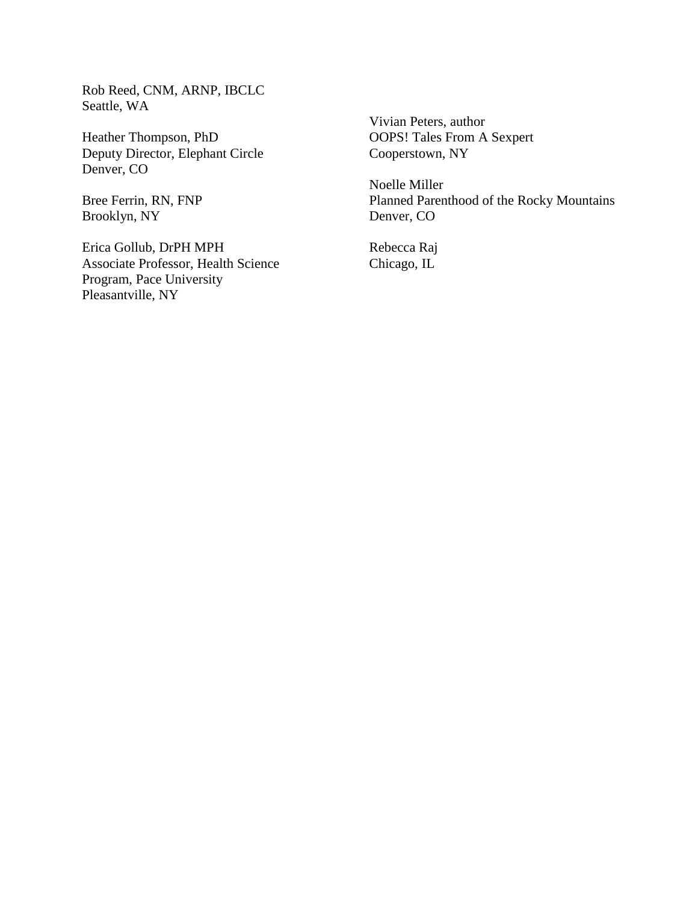Rob Reed, CNM, ARNP, IBCLC
Seattle, WA

Heather Thompson, PhD
Deputy Director, Elephant Circle
Denver, CO

Bree Ferrin, RN, FNP
Brooklyn, NY

Erica Gollub, DrPH MPH
Associate Professor, Health Science Program, Pace University
Pleasantville, NY

Vivian Peters, author
OOPS! Tales From A Sexpert
Cooperstown, NY

Noelle Miller
Planned Parenthood of the Rocky Mountains
Denver, CO

Rebecca Raj
Chicago, IL